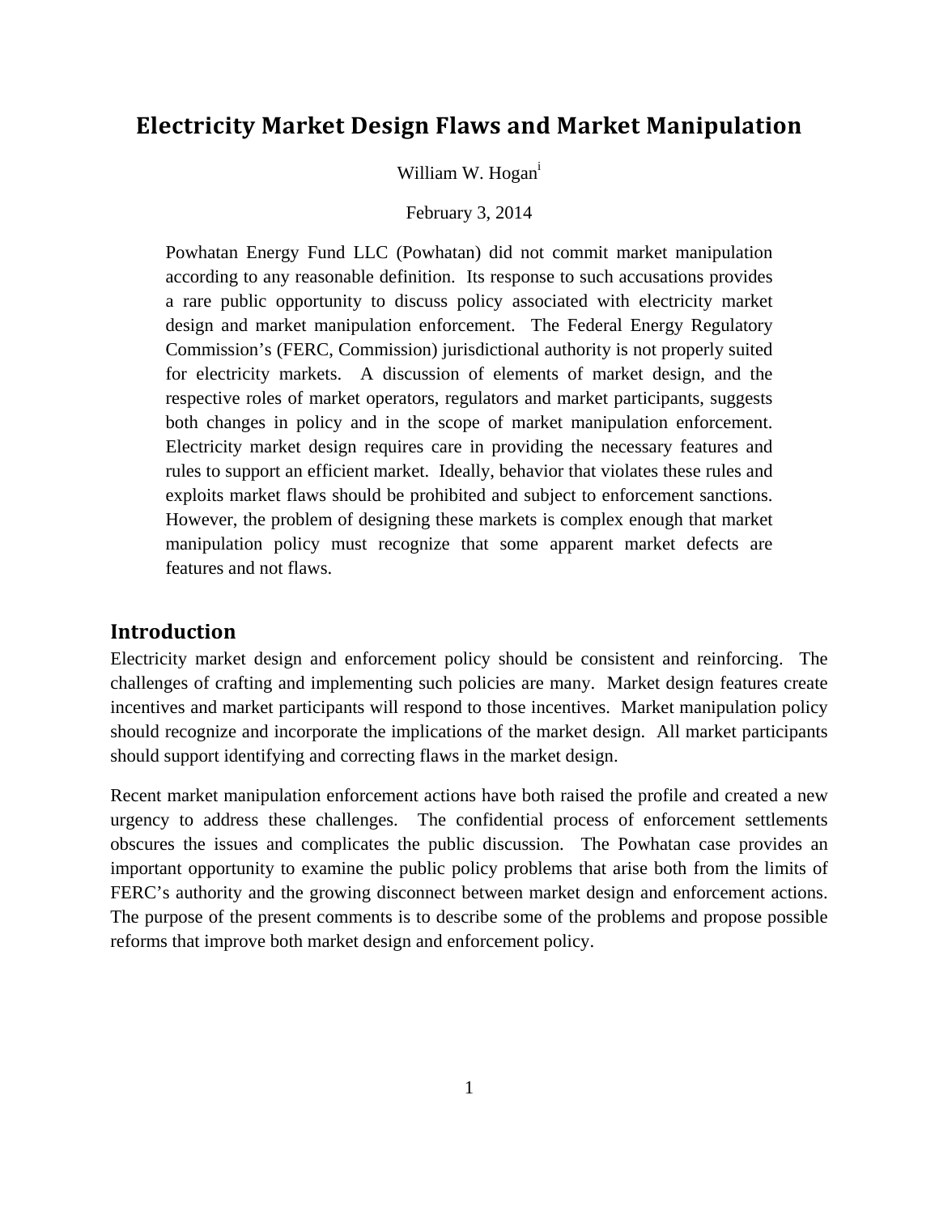# Electricity Market Design Flaws and Market Manipulation

William W. Hogan[i]

February 3, 2014

> Powhatan Energy Fund LLC (Powhatan) did not commit market manipulation according to any reasonable definition. Its response to such accusations provides a rare public opportunity to discuss policy associated with electricity market design and market manipulation enforcement. The Federal Energy Regulatory Commission's (FERC, Commission) jurisdictional authority is not properly suited for electricity markets. A discussion of elements of market design, and the respective roles of market operators, regulators and market participants, suggests both changes in policy and in the scope of market manipulation enforcement. Electricity market design requires care in providing the necessary features and rules to support an efficient market. Ideally, behavior that violates these rules and exploits market flaws should be prohibited and subject to enforcement sanctions. However, the problem of designing these markets is complex enough that market manipulation policy must recognize that some apparent market defects are features and not flaws.

## Introduction

Electricity market design and enforcement policy should be consistent and reinforcing. The challenges of crafting and implementing such policies are many. Market design features create incentives and market participants will respond to those incentives. Market manipulation policy should recognize and incorporate the implications of the market design. All market participants should support identifying and correcting flaws in the market design.

Recent market manipulation enforcement actions have both raised the profile and created a new urgency to address these challenges. The confidential process of enforcement settlements obscures the issues and complicates the public discussion. The Powhatan case provides an important opportunity to examine the public policy problems that arise both from the limits of FERC's authority and the growing disconnect between market design and enforcement actions. The purpose of the present comments is to describe some of the problems and propose possible reforms that improve both market design and enforcement policy.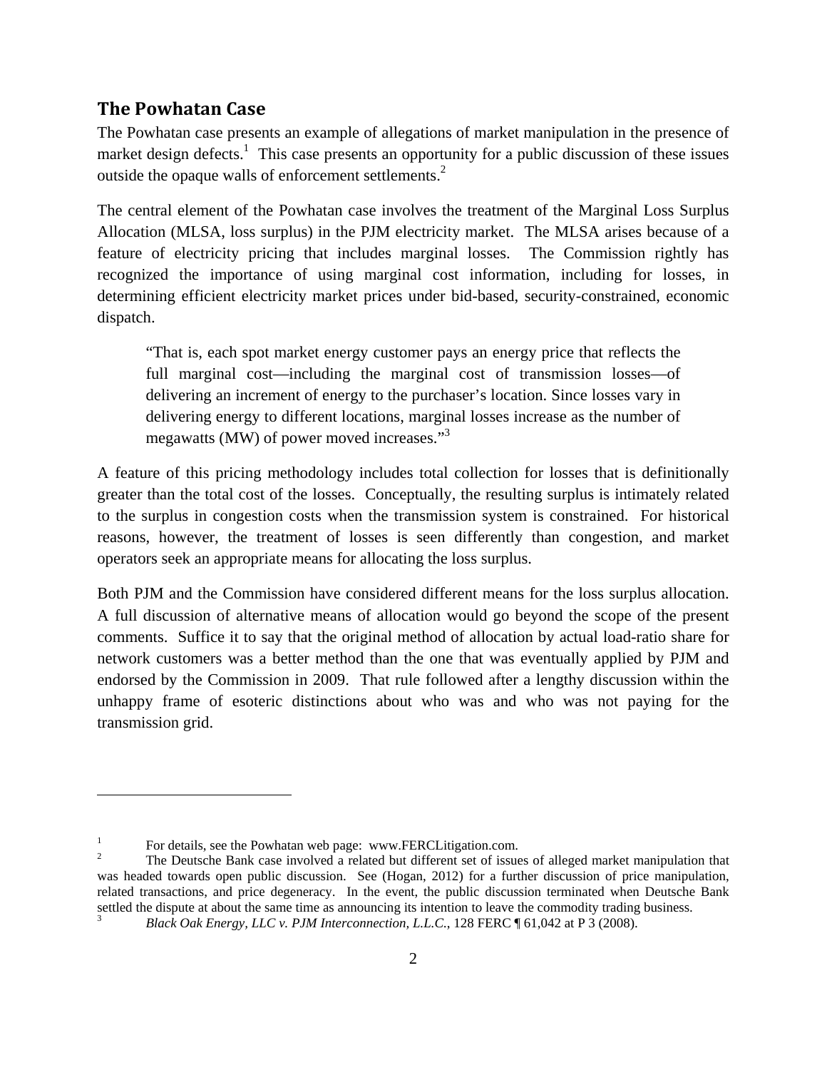## The Powhatan Case

The Powhatan case presents an example of allegations of market manipulation in the presence of market design defects.[1] This case presents an opportunity for a public discussion of these issues outside the opaque walls of enforcement settlements.[2]

The central element of the Powhatan case involves the treatment of the Marginal Loss Surplus Allocation (MLSA, loss surplus) in the PJM electricity market. The MLSA arises because of a feature of electricity pricing that includes marginal losses. The Commission rightly has recognized the importance of using marginal cost information, including for losses, in determining efficient electricity market prices under bid-based, security-constrained, economic dispatch.

> "That is, each spot market energy customer pays an energy price that reflects the full marginal cost—including the marginal cost of transmission losses—of delivering an increment of energy to the purchaser's location. Since losses vary in delivering energy to different locations, marginal losses increase as the number of megawatts (MW) of power moved increases."[3]

A feature of this pricing methodology includes total collection for losses that is definitionally greater than the total cost of the losses. Conceptually, the resulting surplus is intimately related to the surplus in congestion costs when the transmission system is constrained. For historical reasons, however, the treatment of losses is seen differently than congestion, and market operators seek an appropriate means for allocating the loss surplus.

Both PJM and the Commission have considered different means for the loss surplus allocation. A full discussion of alternative means of allocation would go beyond the scope of the present comments. Suffice it to say that the original method of allocation by actual load-ratio share for network customers was a better method than the one that was eventually applied by PJM and endorsed by the Commission in 2009. That rule followed after a lengthy discussion within the unhappy frame of esoteric distinctions about who was and who was not paying for the transmission grid.

---

[1] For details, see the Powhatan web page: www.FERCLitigation.com.

[2] The Deutsche Bank case involved a related but different set of issues of alleged market manipulation that was headed towards open public discussion. See (Hogan, 2012) for a further discussion of price manipulation, related transactions, and price degeneracy. In the event, the public discussion terminated when Deutsche Bank settled the dispute at about the same time as announcing its intention to leave the commodity trading business.

[3] *Black Oak Energy, LLC v. PJM Interconnection, L.L.C.*, 128 FERC ¶ 61,042 at P 3 (2008).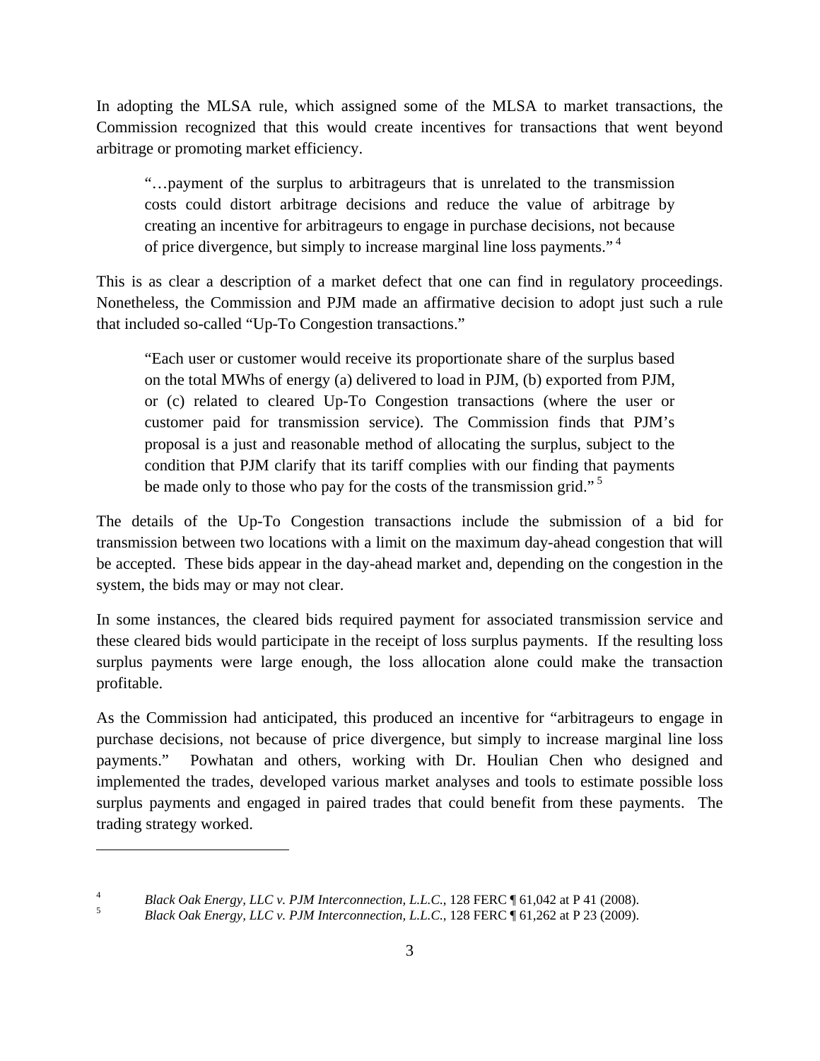In adopting the MLSA rule, which assigned some of the MLSA to market transactions, the Commission recognized that this would create incentives for transactions that went beyond arbitrage or promoting market efficiency.

> "…payment of the surplus to arbitrageurs that is unrelated to the transmission costs could distort arbitrage decisions and reduce the value of arbitrage by creating an incentive for arbitrageurs to engage in purchase decisions, not because of price divergence, but simply to increase marginal line loss payments." [4]

This is as clear a description of a market defect that one can find in regulatory proceedings. Nonetheless, the Commission and PJM made an affirmative decision to adopt just such a rule that included so-called "Up-To Congestion transactions."

> "Each user or customer would receive its proportionate share of the surplus based on the total MWhs of energy (a) delivered to load in PJM, (b) exported from PJM, or (c) related to cleared Up-To Congestion transactions (where the user or customer paid for transmission service). The Commission finds that PJM's proposal is a just and reasonable method of allocating the surplus, subject to the condition that PJM clarify that its tariff complies with our finding that payments be made only to those who pay for the costs of the transmission grid." [5]

The details of the Up-To Congestion transactions include the submission of a bid for transmission between two locations with a limit on the maximum day-ahead congestion that will be accepted. These bids appear in the day-ahead market and, depending on the congestion in the system, the bids may or may not clear.

In some instances, the cleared bids required payment for associated transmission service and these cleared bids would participate in the receipt of loss surplus payments. If the resulting loss surplus payments were large enough, the loss allocation alone could make the transaction profitable.

As the Commission had anticipated, this produced an incentive for "arbitrageurs to engage in purchase decisions, not because of price divergence, but simply to increase marginal line loss payments." Powhatan and others, working with Dr. Houlian Chen who designed and implemented the trades, developed various market analyses and tools to estimate possible loss surplus payments and engaged in paired trades that could benefit from these payments. The trading strategy worked.

---

[4] *Black Oak Energy, LLC v. PJM Interconnection, L.L.C.*, 128 FERC ¶ 61,042 at P 41 (2008).

[5] *Black Oak Energy, LLC v. PJM Interconnection, L.L.C.*, 128 FERC ¶ 61,262 at P 23 (2009).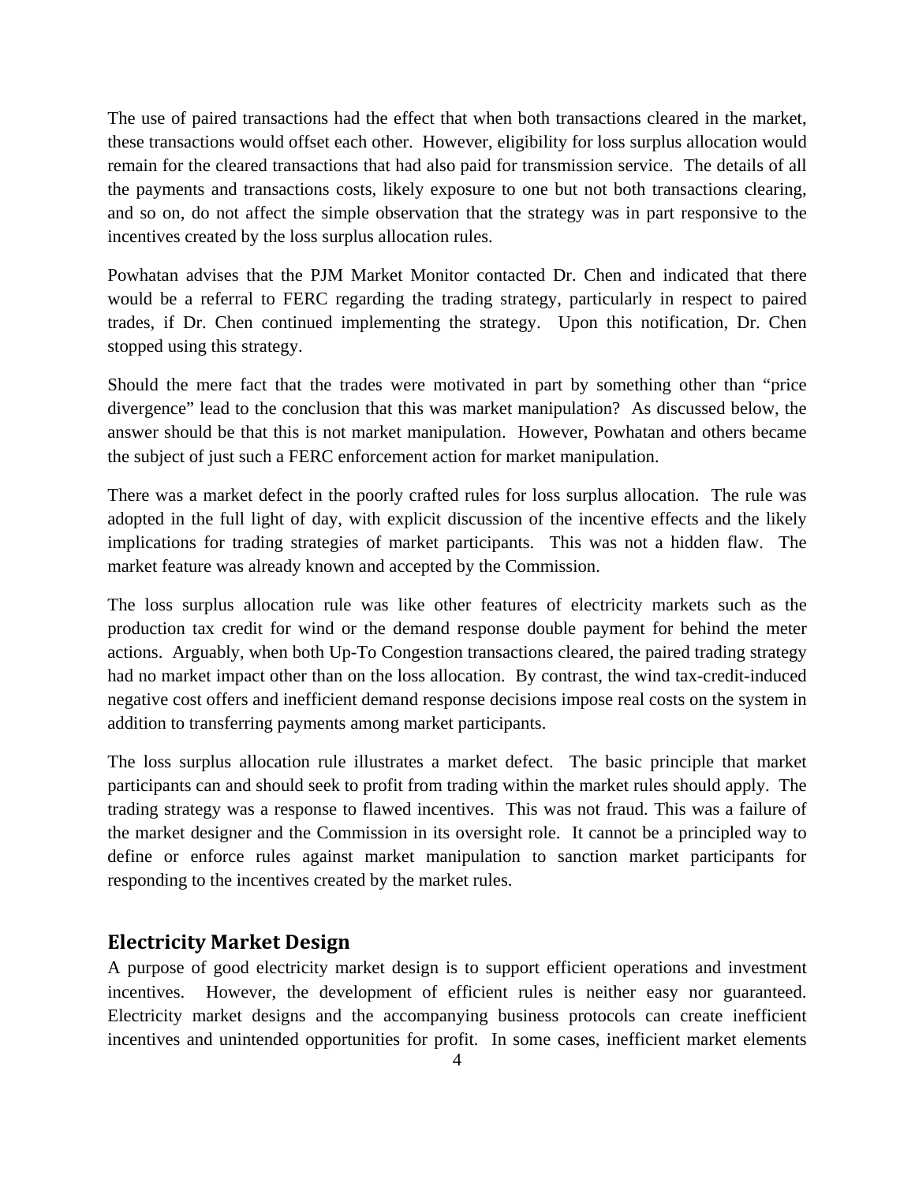The use of paired transactions had the effect that when both transactions cleared in the market, these transactions would offset each other. However, eligibility for loss surplus allocation would remain for the cleared transactions that had also paid for transmission service. The details of all the payments and transactions costs, likely exposure to one but not both transactions clearing, and so on, do not affect the simple observation that the strategy was in part responsive to the incentives created by the loss surplus allocation rules.

Powhatan advises that the PJM Market Monitor contacted Dr. Chen and indicated that there would be a referral to FERC regarding the trading strategy, particularly in respect to paired trades, if Dr. Chen continued implementing the strategy. Upon this notification, Dr. Chen stopped using this strategy.

Should the mere fact that the trades were motivated in part by something other than "price divergence" lead to the conclusion that this was market manipulation? As discussed below, the answer should be that this is not market manipulation. However, Powhatan and others became the subject of just such a FERC enforcement action for market manipulation.

There was a market defect in the poorly crafted rules for loss surplus allocation. The rule was adopted in the full light of day, with explicit discussion of the incentive effects and the likely implications for trading strategies of market participants. This was not a hidden flaw. The market feature was already known and accepted by the Commission.

The loss surplus allocation rule was like other features of electricity markets such as the production tax credit for wind or the demand response double payment for behind the meter actions. Arguably, when both Up-To Congestion transactions cleared, the paired trading strategy had no market impact other than on the loss allocation. By contrast, the wind tax-credit-induced negative cost offers and inefficient demand response decisions impose real costs on the system in addition to transferring payments among market participants.

The loss surplus allocation rule illustrates a market defect. The basic principle that market participants can and should seek to profit from trading within the market rules should apply. The trading strategy was a response to flawed incentives. This was not fraud. This was a failure of the market designer and the Commission in its oversight role. It cannot be a principled way to define or enforce rules against market manipulation to sanction market participants for responding to the incentives created by the market rules.

## Electricity Market Design

A purpose of good electricity market design is to support efficient operations and investment incentives. However, the development of efficient rules is neither easy nor guaranteed. Electricity market designs and the accompanying business protocols can create inefficient incentives and unintended opportunities for profit. In some cases, inefficient market elements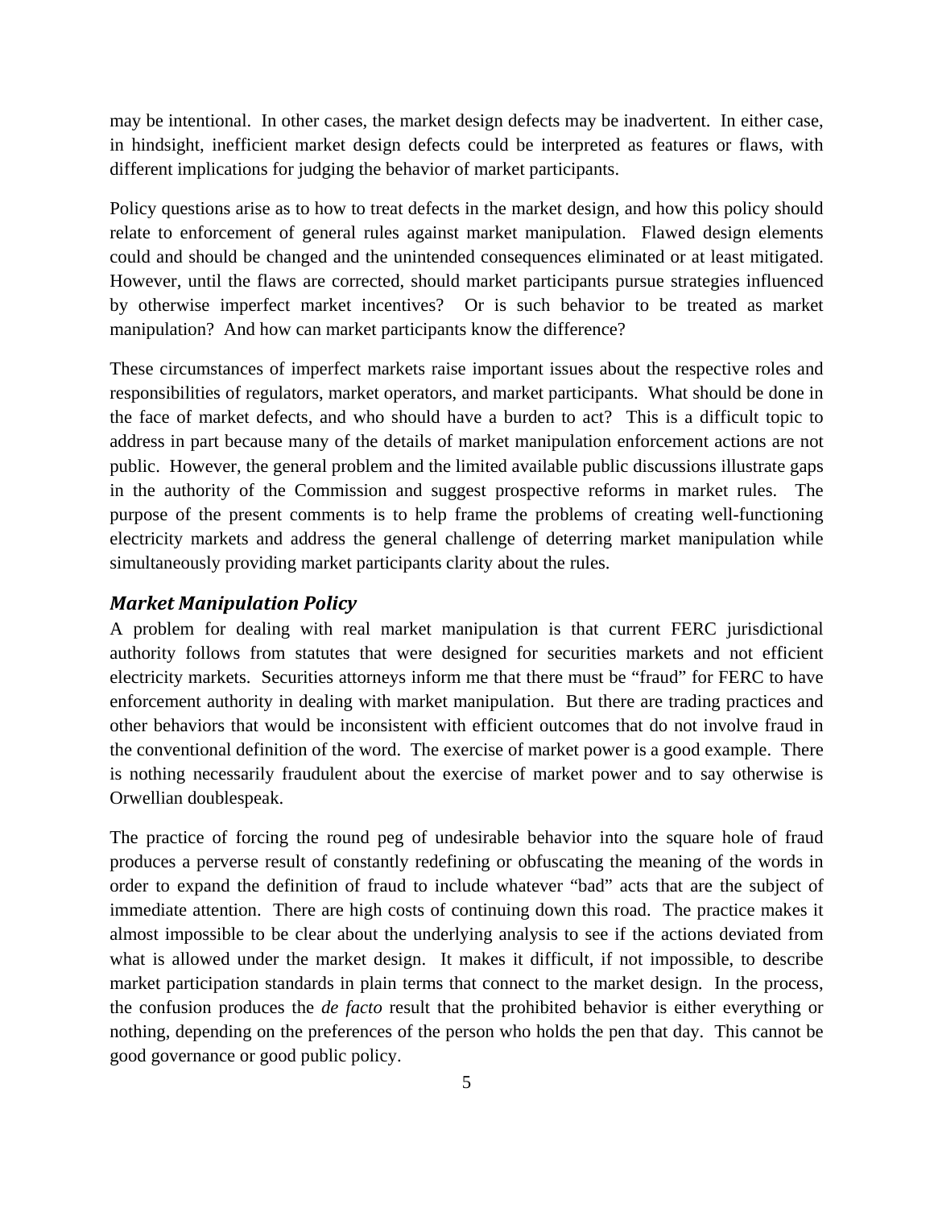may be intentional. In other cases, the market design defects may be inadvertent. In either case, in hindsight, inefficient market design defects could be interpreted as features or flaws, with different implications for judging the behavior of market participants.

Policy questions arise as to how to treat defects in the market design, and how this policy should relate to enforcement of general rules against market manipulation. Flawed design elements could and should be changed and the unintended consequences eliminated or at least mitigated. However, until the flaws are corrected, should market participants pursue strategies influenced by otherwise imperfect market incentives? Or is such behavior to be treated as market manipulation? And how can market participants know the difference?

These circumstances of imperfect markets raise important issues about the respective roles and responsibilities of regulators, market operators, and market participants. What should be done in the face of market defects, and who should have a burden to act? This is a difficult topic to address in part because many of the details of market manipulation enforcement actions are not public. However, the general problem and the limited available public discussions illustrate gaps in the authority of the Commission and suggest prospective reforms in market rules. The purpose of the present comments is to help frame the problems of creating well-functioning electricity markets and address the general challenge of deterring market manipulation while simultaneously providing market participants clarity about the rules.

### *Market Manipulation Policy*

A problem for dealing with real market manipulation is that current FERC jurisdictional authority follows from statutes that were designed for securities markets and not efficient electricity markets. Securities attorneys inform me that there must be "fraud" for FERC to have enforcement authority in dealing with market manipulation. But there are trading practices and other behaviors that would be inconsistent with efficient outcomes that do not involve fraud in the conventional definition of the word. The exercise of market power is a good example. There is nothing necessarily fraudulent about the exercise of market power and to say otherwise is Orwellian doublespeak.

The practice of forcing the round peg of undesirable behavior into the square hole of fraud produces a perverse result of constantly redefining or obfuscating the meaning of the words in order to expand the definition of fraud to include whatever "bad" acts that are the subject of immediate attention. There are high costs of continuing down this road. The practice makes it almost impossible to be clear about the underlying analysis to see if the actions deviated from what is allowed under the market design. It makes it difficult, if not impossible, to describe market participation standards in plain terms that connect to the market design. In the process, the confusion produces the *de facto* result that the prohibited behavior is either everything or nothing, depending on the preferences of the person who holds the pen that day. This cannot be good governance or good public policy.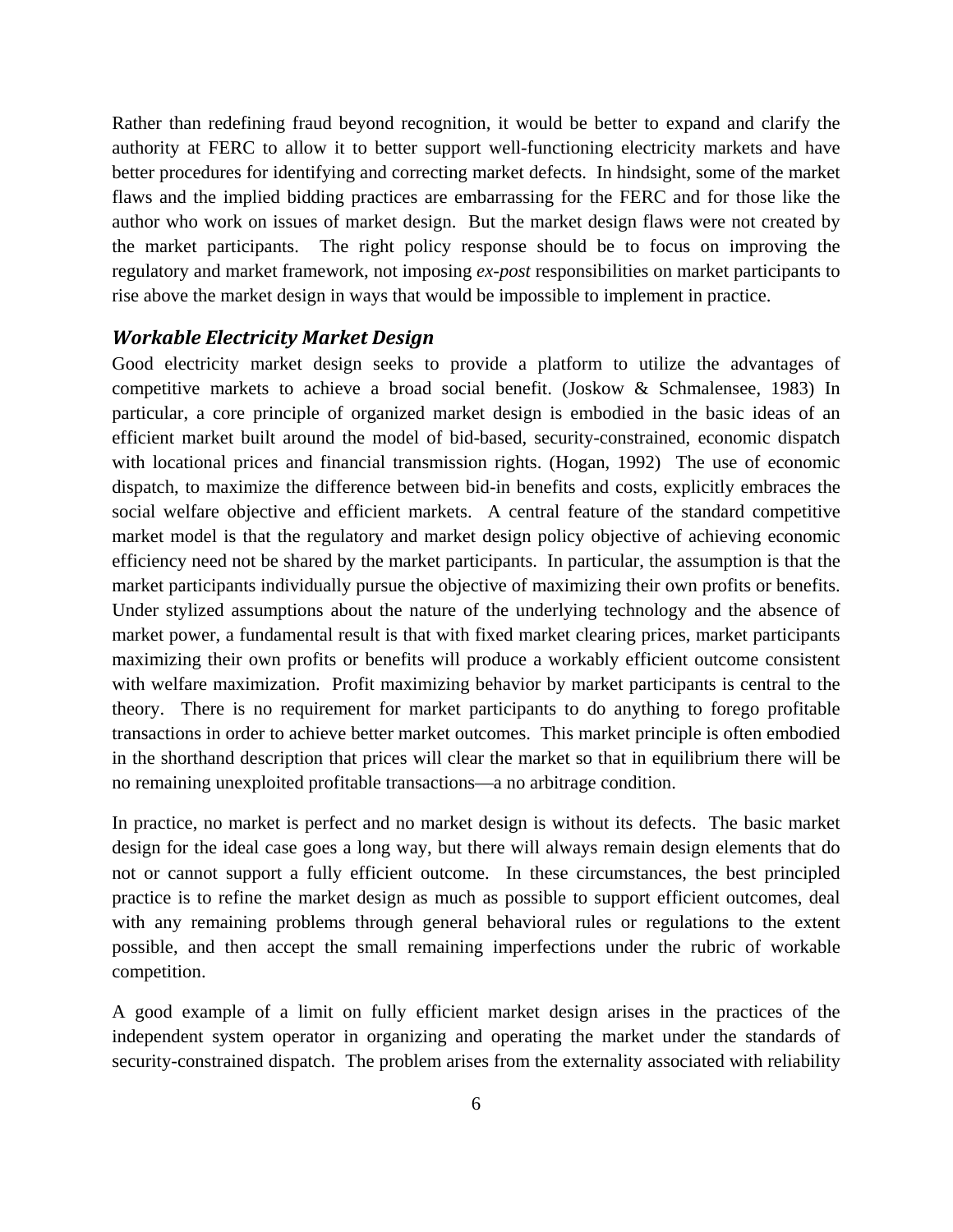Rather than redefining fraud beyond recognition, it would be better to expand and clarify the authority at FERC to allow it to better support well-functioning electricity markets and have better procedures for identifying and correcting market defects. In hindsight, some of the market flaws and the implied bidding practices are embarrassing for the FERC and for those like the author who work on issues of market design. But the market design flaws were not created by the market participants. The right policy response should be to focus on improving the regulatory and market framework, not imposing *ex-post* responsibilities on market participants to rise above the market design in ways that would be impossible to implement in practice.

### *Workable Electricity Market Design*

Good electricity market design seeks to provide a platform to utilize the advantages of competitive markets to achieve a broad social benefit. (Joskow & Schmalensee, 1983) In particular, a core principle of organized market design is embodied in the basic ideas of an efficient market built around the model of bid-based, security-constrained, economic dispatch with locational prices and financial transmission rights. (Hogan, 1992) The use of economic dispatch, to maximize the difference between bid-in benefits and costs, explicitly embraces the social welfare objective and efficient markets. A central feature of the standard competitive market model is that the regulatory and market design policy objective of achieving economic efficiency need not be shared by the market participants. In particular, the assumption is that the market participants individually pursue the objective of maximizing their own profits or benefits. Under stylized assumptions about the nature of the underlying technology and the absence of market power, a fundamental result is that with fixed market clearing prices, market participants maximizing their own profits or benefits will produce a workably efficient outcome consistent with welfare maximization. Profit maximizing behavior by market participants is central to the theory. There is no requirement for market participants to do anything to forego profitable transactions in order to achieve better market outcomes. This market principle is often embodied in the shorthand description that prices will clear the market so that in equilibrium there will be no remaining unexploited profitable transactions—a no arbitrage condition.

In practice, no market is perfect and no market design is without its defects. The basic market design for the ideal case goes a long way, but there will always remain design elements that do not or cannot support a fully efficient outcome. In these circumstances, the best principled practice is to refine the market design as much as possible to support efficient outcomes, deal with any remaining problems through general behavioral rules or regulations to the extent possible, and then accept the small remaining imperfections under the rubric of workable competition.

A good example of a limit on fully efficient market design arises in the practices of the independent system operator in organizing and operating the market under the standards of security-constrained dispatch. The problem arises from the externality associated with reliability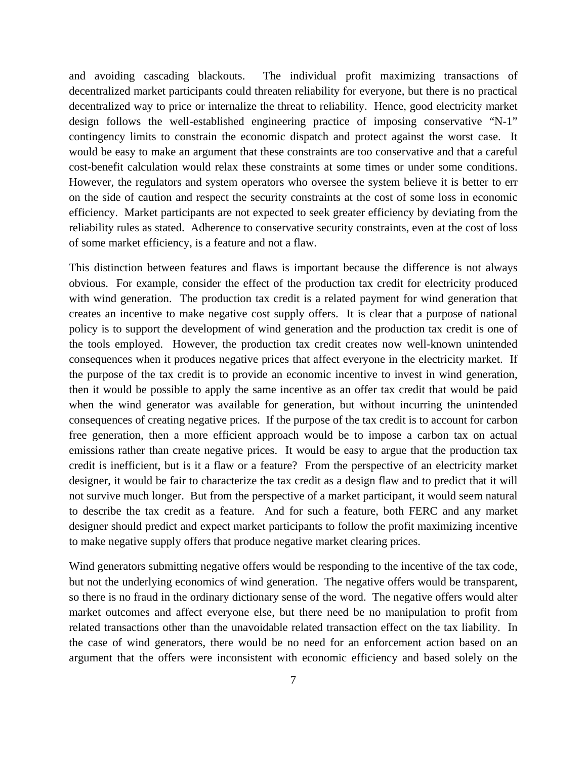and avoiding cascading blackouts. The individual profit maximizing transactions of decentralized market participants could threaten reliability for everyone, but there is no practical decentralized way to price or internalize the threat to reliability. Hence, good electricity market design follows the well-established engineering practice of imposing conservative "N-1" contingency limits to constrain the economic dispatch and protect against the worst case. It would be easy to make an argument that these constraints are too conservative and that a careful cost-benefit calculation would relax these constraints at some times or under some conditions. However, the regulators and system operators who oversee the system believe it is better to err on the side of caution and respect the security constraints at the cost of some loss in economic efficiency. Market participants are not expected to seek greater efficiency by deviating from the reliability rules as stated. Adherence to conservative security constraints, even at the cost of loss of some market efficiency, is a feature and not a flaw.

This distinction between features and flaws is important because the difference is not always obvious. For example, consider the effect of the production tax credit for electricity produced with wind generation. The production tax credit is a related payment for wind generation that creates an incentive to make negative cost supply offers. It is clear that a purpose of national policy is to support the development of wind generation and the production tax credit is one of the tools employed. However, the production tax credit creates now well-known unintended consequences when it produces negative prices that affect everyone in the electricity market. If the purpose of the tax credit is to provide an economic incentive to invest in wind generation, then it would be possible to apply the same incentive as an offer tax credit that would be paid when the wind generator was available for generation, but without incurring the unintended consequences of creating negative prices. If the purpose of the tax credit is to account for carbon free generation, then a more efficient approach would be to impose a carbon tax on actual emissions rather than create negative prices. It would be easy to argue that the production tax credit is inefficient, but is it a flaw or a feature? From the perspective of an electricity market designer, it would be fair to characterize the tax credit as a design flaw and to predict that it will not survive much longer. But from the perspective of a market participant, it would seem natural to describe the tax credit as a feature. And for such a feature, both FERC and any market designer should predict and expect market participants to follow the profit maximizing incentive to make negative supply offers that produce negative market clearing prices.

Wind generators submitting negative offers would be responding to the incentive of the tax code, but not the underlying economics of wind generation. The negative offers would be transparent, so there is no fraud in the ordinary dictionary sense of the word. The negative offers would alter market outcomes and affect everyone else, but there need be no manipulation to profit from related transactions other than the unavoidable related transaction effect on the tax liability. In the case of wind generators, there would be no need for an enforcement action based on an argument that the offers were inconsistent with economic efficiency and based solely on the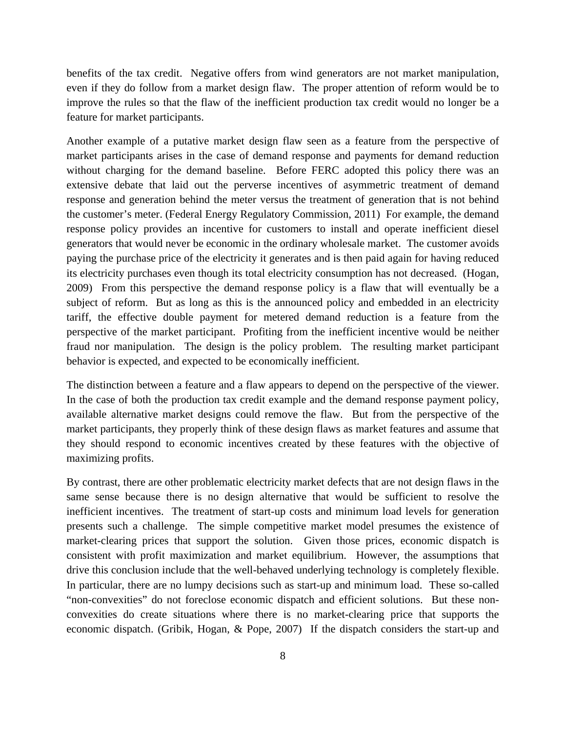benefits of the tax credit. Negative offers from wind generators are not market manipulation, even if they do follow from a market design flaw. The proper attention of reform would be to improve the rules so that the flaw of the inefficient production tax credit would no longer be a feature for market participants.

Another example of a putative market design flaw seen as a feature from the perspective of market participants arises in the case of demand response and payments for demand reduction without charging for the demand baseline. Before FERC adopted this policy there was an extensive debate that laid out the perverse incentives of asymmetric treatment of demand response and generation behind the meter versus the treatment of generation that is not behind the customer's meter. (Federal Energy Regulatory Commission, 2011) For example, the demand response policy provides an incentive for customers to install and operate inefficient diesel generators that would never be economic in the ordinary wholesale market. The customer avoids paying the purchase price of the electricity it generates and is then paid again for having reduced its electricity purchases even though its total electricity consumption has not decreased. (Hogan, 2009) From this perspective the demand response policy is a flaw that will eventually be a subject of reform. But as long as this is the announced policy and embedded in an electricity tariff, the effective double payment for metered demand reduction is a feature from the perspective of the market participant. Profiting from the inefficient incentive would be neither fraud nor manipulation. The design is the policy problem. The resulting market participant behavior is expected, and expected to be economically inefficient.

The distinction between a feature and a flaw appears to depend on the perspective of the viewer. In the case of both the production tax credit example and the demand response payment policy, available alternative market designs could remove the flaw. But from the perspective of the market participants, they properly think of these design flaws as market features and assume that they should respond to economic incentives created by these features with the objective of maximizing profits.

By contrast, there are other problematic electricity market defects that are not design flaws in the same sense because there is no design alternative that would be sufficient to resolve the inefficient incentives. The treatment of start-up costs and minimum load levels for generation presents such a challenge. The simple competitive market model presumes the existence of market-clearing prices that support the solution. Given those prices, economic dispatch is consistent with profit maximization and market equilibrium. However, the assumptions that drive this conclusion include that the well-behaved underlying technology is completely flexible. In particular, there are no lumpy decisions such as start-up and minimum load. These so-called "non-convexities" do not foreclose economic dispatch and efficient solutions. But these non-convexities do create situations where there is no market-clearing price that supports the economic dispatch. (Gribik, Hogan, & Pope, 2007) If the dispatch considers the start-up and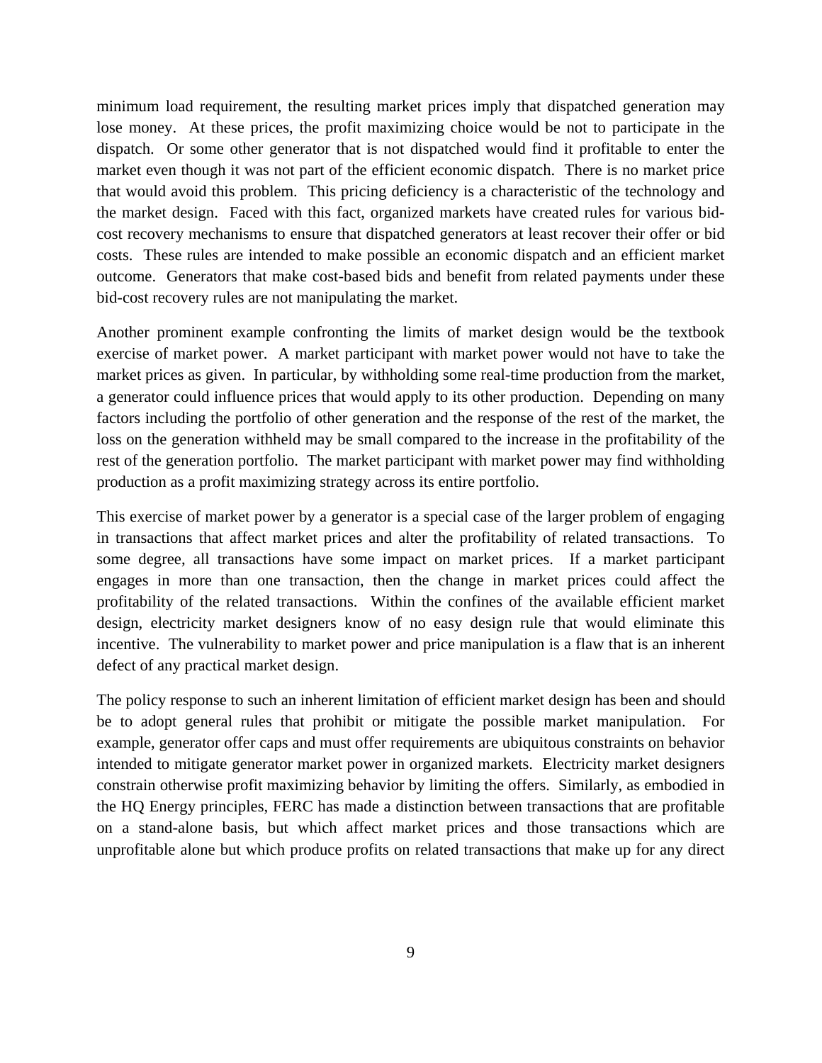minimum load requirement, the resulting market prices imply that dispatched generation may lose money. At these prices, the profit maximizing choice would be not to participate in the dispatch. Or some other generator that is not dispatched would find it profitable to enter the market even though it was not part of the efficient economic dispatch. There is no market price that would avoid this problem. This pricing deficiency is a characteristic of the technology and the market design. Faced with this fact, organized markets have created rules for various bid-cost recovery mechanisms to ensure that dispatched generators at least recover their offer or bid costs. These rules are intended to make possible an economic dispatch and an efficient market outcome. Generators that make cost-based bids and benefit from related payments under these bid-cost recovery rules are not manipulating the market.

Another prominent example confronting the limits of market design would be the textbook exercise of market power. A market participant with market power would not have to take the market prices as given. In particular, by withholding some real-time production from the market, a generator could influence prices that would apply to its other production. Depending on many factors including the portfolio of other generation and the response of the rest of the market, the loss on the generation withheld may be small compared to the increase in the profitability of the rest of the generation portfolio. The market participant with market power may find withholding production as a profit maximizing strategy across its entire portfolio.

This exercise of market power by a generator is a special case of the larger problem of engaging in transactions that affect market prices and alter the profitability of related transactions. To some degree, all transactions have some impact on market prices. If a market participant engages in more than one transaction, then the change in market prices could affect the profitability of the related transactions. Within the confines of the available efficient market design, electricity market designers know of no easy design rule that would eliminate this incentive. The vulnerability to market power and price manipulation is a flaw that is an inherent defect of any practical market design.

The policy response to such an inherent limitation of efficient market design has been and should be to adopt general rules that prohibit or mitigate the possible market manipulation. For example, generator offer caps and must offer requirements are ubiquitous constraints on behavior intended to mitigate generator market power in organized markets. Electricity market designers constrain otherwise profit maximizing behavior by limiting the offers. Similarly, as embodied in the HQ Energy principles, FERC has made a distinction between transactions that are profitable on a stand-alone basis, but which affect market prices and those transactions which are unprofitable alone but which produce profits on related transactions that make up for any direct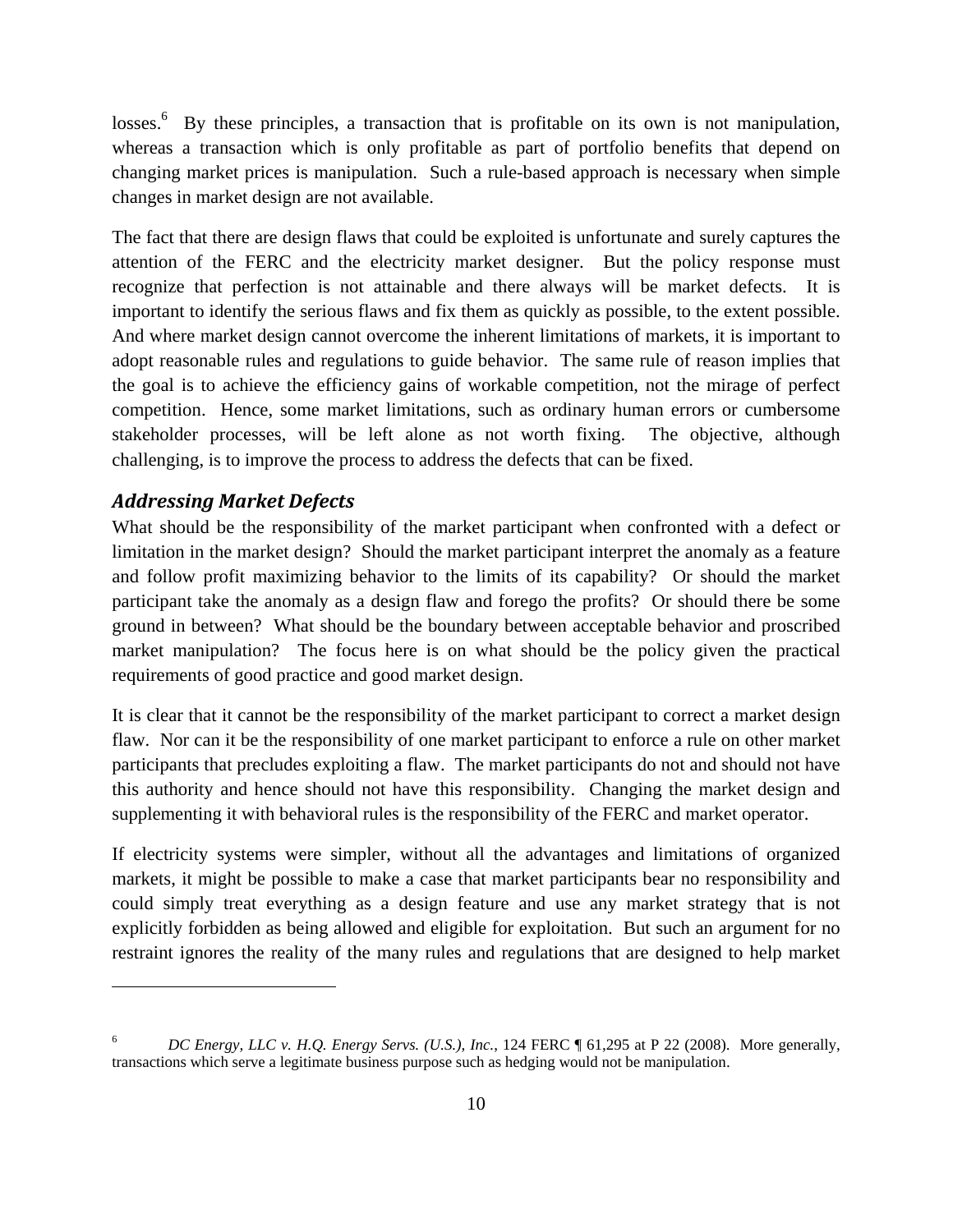losses.[6] By these principles, a transaction that is profitable on its own is not manipulation, whereas a transaction which is only profitable as part of portfolio benefits that depend on changing market prices is manipulation. Such a rule-based approach is necessary when simple changes in market design are not available.

The fact that there are design flaws that could be exploited is unfortunate and surely captures the attention of the FERC and the electricity market designer. But the policy response must recognize that perfection is not attainable and there always will be market defects. It is important to identify the serious flaws and fix them as quickly as possible, to the extent possible. And where market design cannot overcome the inherent limitations of markets, it is important to adopt reasonable rules and regulations to guide behavior. The same rule of reason implies that the goal is to achieve the efficiency gains of workable competition, not the mirage of perfect competition. Hence, some market limitations, such as ordinary human errors or cumbersome stakeholder processes, will be left alone as not worth fixing. The objective, although challenging, is to improve the process to address the defects that can be fixed.

### *Addressing Market Defects*

What should be the responsibility of the market participant when confronted with a defect or limitation in the market design? Should the market participant interpret the anomaly as a feature and follow profit maximizing behavior to the limits of its capability? Or should the market participant take the anomaly as a design flaw and forego the profits? Or should there be some ground in between? What should be the boundary between acceptable behavior and proscribed market manipulation? The focus here is on what should be the policy given the practical requirements of good practice and good market design.

It is clear that it cannot be the responsibility of the market participant to correct a market design flaw. Nor can it be the responsibility of one market participant to enforce a rule on other market participants that precludes exploiting a flaw. The market participants do not and should not have this authority and hence should not have this responsibility. Changing the market design and supplementing it with behavioral rules is the responsibility of the FERC and market operator.

If electricity systems were simpler, without all the advantages and limitations of organized markets, it might be possible to make a case that market participants bear no responsibility and could simply treat everything as a design feature and use any market strategy that is not explicitly forbidden as being allowed and eligible for exploitation. But such an argument for no restraint ignores the reality of the many rules and regulations that are designed to help market

---

[6] *DC Energy, LLC v. H.Q. Energy Servs. (U.S.), Inc.*, 124 FERC ¶ 61,295 at P 22 (2008). More generally, transactions which serve a legitimate business purpose such as hedging would not be manipulation.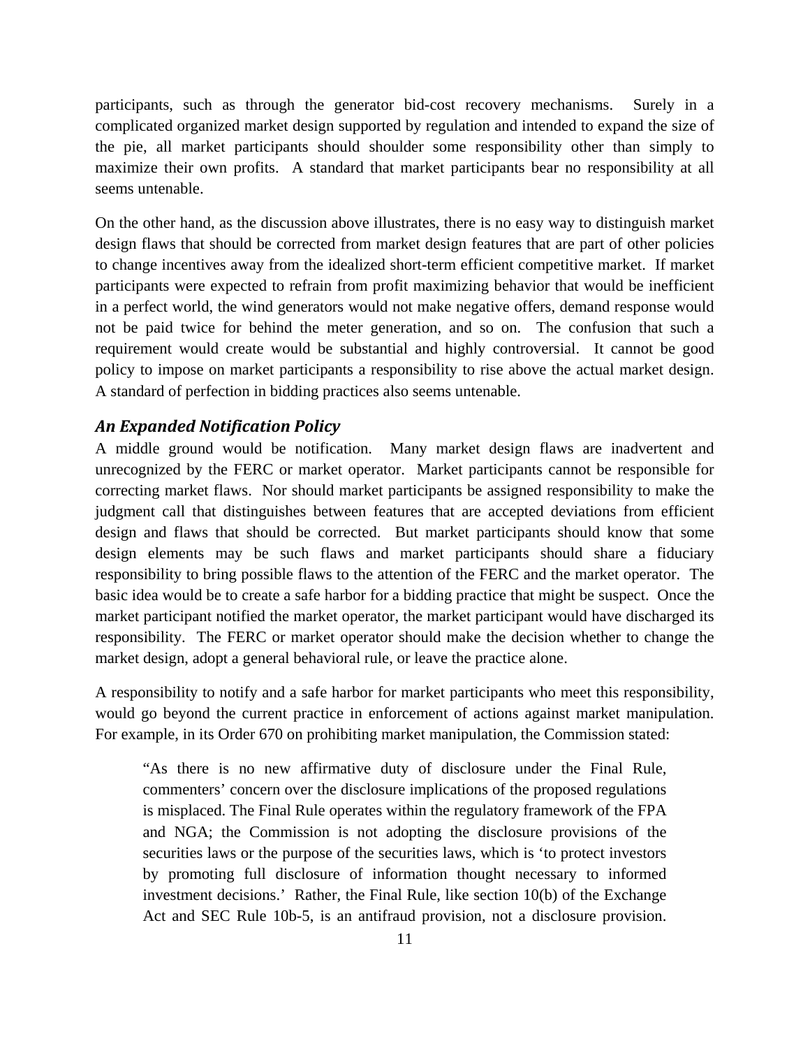participants, such as through the generator bid-cost recovery mechanisms. Surely in a complicated organized market design supported by regulation and intended to expand the size of the pie, all market participants should shoulder some responsibility other than simply to maximize their own profits. A standard that market participants bear no responsibility at all seems untenable.

On the other hand, as the discussion above illustrates, there is no easy way to distinguish market design flaws that should be corrected from market design features that are part of other policies to change incentives away from the idealized short-term efficient competitive market. If market participants were expected to refrain from profit maximizing behavior that would be inefficient in a perfect world, the wind generators would not make negative offers, demand response would not be paid twice for behind the meter generation, and so on. The confusion that such a requirement would create would be substantial and highly controversial. It cannot be good policy to impose on market participants a responsibility to rise above the actual market design. A standard of perfection in bidding practices also seems untenable.

### *An Expanded Notification Policy*

A middle ground would be notification. Many market design flaws are inadvertent and unrecognized by the FERC or market operator. Market participants cannot be responsible for correcting market flaws. Nor should market participants be assigned responsibility to make the judgment call that distinguishes between features that are accepted deviations from efficient design and flaws that should be corrected. But market participants should know that some design elements may be such flaws and market participants should share a fiduciary responsibility to bring possible flaws to the attention of the FERC and the market operator. The basic idea would be to create a safe harbor for a bidding practice that might be suspect. Once the market participant notified the market operator, the market participant would have discharged its responsibility. The FERC or market operator should make the decision whether to change the market design, adopt a general behavioral rule, or leave the practice alone.

A responsibility to notify and a safe harbor for market participants who meet this responsibility, would go beyond the current practice in enforcement of actions against market manipulation. For example, in its Order 670 on prohibiting market manipulation, the Commission stated:

> "As there is no new affirmative duty of disclosure under the Final Rule, commenters' concern over the disclosure implications of the proposed regulations is misplaced. The Final Rule operates within the regulatory framework of the FPA and NGA; the Commission is not adopting the disclosure provisions of the securities laws or the purpose of the securities laws, which is 'to protect investors by promoting full disclosure of information thought necessary to informed investment decisions.' Rather, the Final Rule, like section 10(b) of the Exchange Act and SEC Rule 10b-5, is an antifraud provision, not a disclosure provision.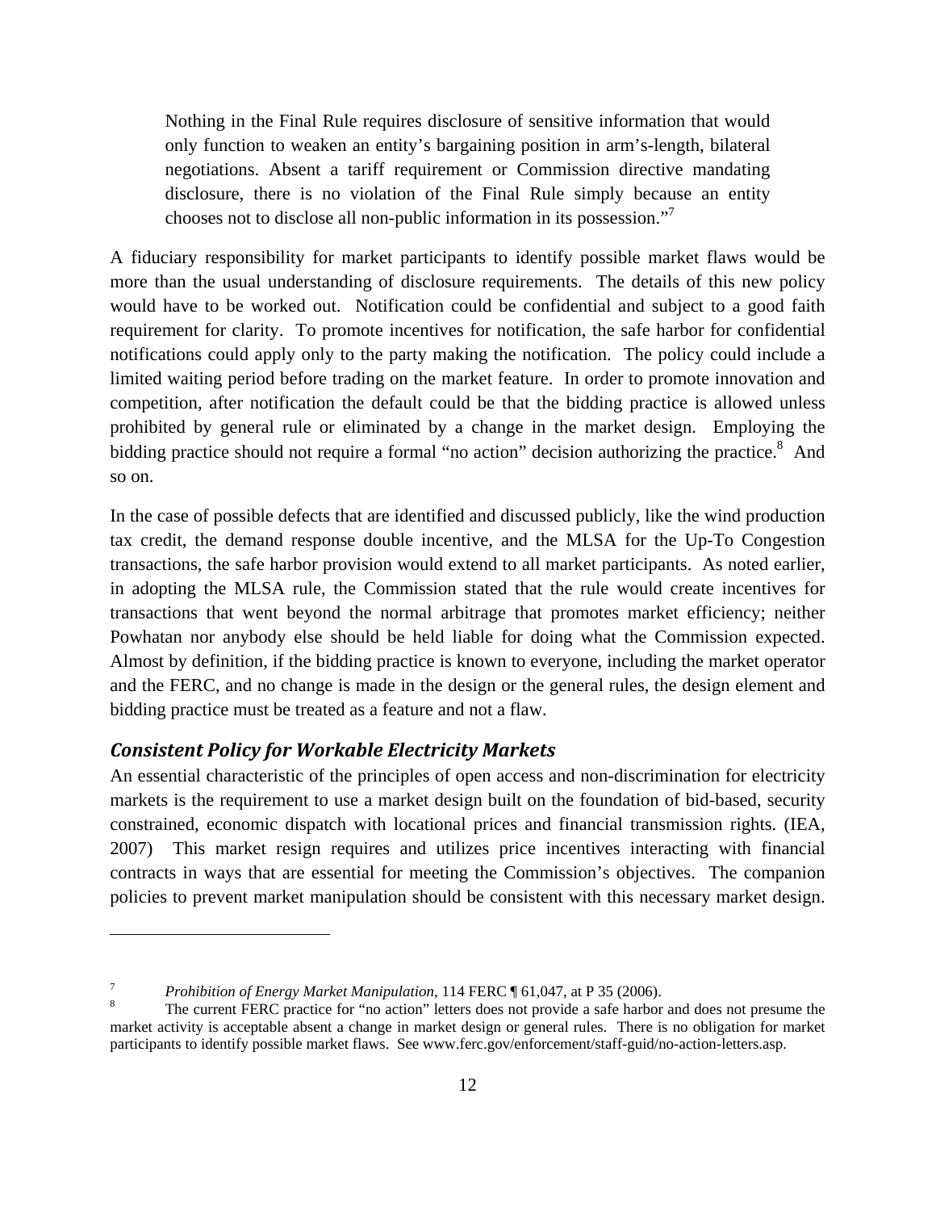> Nothing in the Final Rule requires disclosure of sensitive information that would only function to weaken an entity's bargaining position in arm's-length, bilateral negotiations. Absent a tariff requirement or Commission directive mandating disclosure, there is no violation of the Final Rule simply because an entity chooses not to disclose all non-public information in its possession."[7]

A fiduciary responsibility for market participants to identify possible market flaws would be more than the usual understanding of disclosure requirements. The details of this new policy would have to be worked out. Notification could be confidential and subject to a good faith requirement for clarity. To promote incentives for notification, the safe harbor for confidential notifications could apply only to the party making the notification. The policy could include a limited waiting period before trading on the market feature. In order to promote innovation and competition, after notification the default could be that the bidding practice is allowed unless prohibited by general rule or eliminated by a change in the market design. Employing the bidding practice should not require a formal "no action" decision authorizing the practice.[8] And so on.

In the case of possible defects that are identified and discussed publicly, like the wind production tax credit, the demand response double incentive, and the MLSA for the Up-To Congestion transactions, the safe harbor provision would extend to all market participants. As noted earlier, in adopting the MLSA rule, the Commission stated that the rule would create incentives for transactions that went beyond the normal arbitrage that promotes market efficiency; neither Powhatan nor anybody else should be held liable for doing what the Commission expected. Almost by definition, if the bidding practice is known to everyone, including the market operator and the FERC, and no change is made in the design or the general rules, the design element and bidding practice must be treated as a feature and not a flaw.

### *Consistent Policy for Workable Electricity Markets*

An essential characteristic of the principles of open access and non-discrimination for electricity markets is the requirement to use a market design built on the foundation of bid-based, security constrained, economic dispatch with locational prices and financial transmission rights. (IEA, 2007) This market resign requires and utilizes price incentives interacting with financial contracts in ways that are essential for meeting the Commission's objectives. The companion policies to prevent market manipulation should be consistent with this necessary market design.

---

[7] *Prohibition of Energy Market Manipulation*, 114 FERC ¶ 61,047, at P 35 (2006).

[8] The current FERC practice for "no action" letters does not provide a safe harbor and does not presume the market activity is acceptable absent a change in market design or general rules. There is no obligation for market participants to identify possible market flaws. See www.ferc.gov/enforcement/staff-guid/no-action-letters.asp.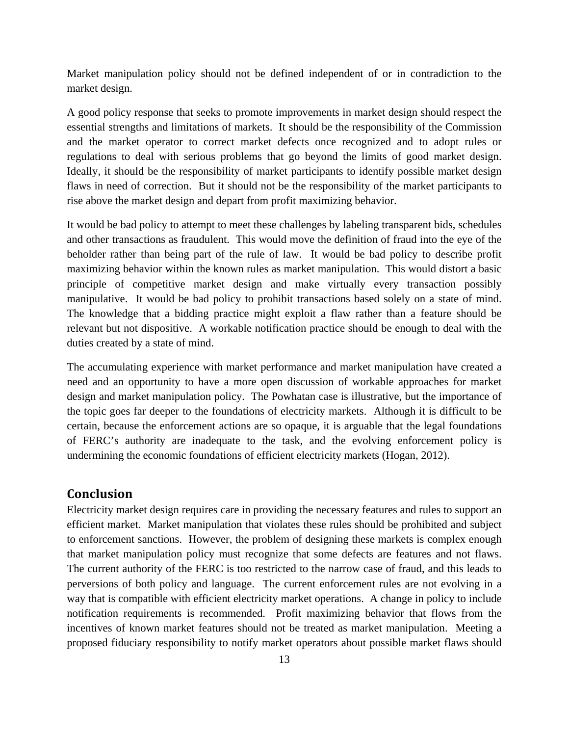Market manipulation policy should not be defined independent of or in contradiction to the market design.

A good policy response that seeks to promote improvements in market design should respect the essential strengths and limitations of markets. It should be the responsibility of the Commission and the market operator to correct market defects once recognized and to adopt rules or regulations to deal with serious problems that go beyond the limits of good market design. Ideally, it should be the responsibility of market participants to identify possible market design flaws in need of correction. But it should not be the responsibility of the market participants to rise above the market design and depart from profit maximizing behavior.

It would be bad policy to attempt to meet these challenges by labeling transparent bids, schedules and other transactions as fraudulent. This would move the definition of fraud into the eye of the beholder rather than being part of the rule of law. It would be bad policy to describe profit maximizing behavior within the known rules as market manipulation. This would distort a basic principle of competitive market design and make virtually every transaction possibly manipulative. It would be bad policy to prohibit transactions based solely on a state of mind. The knowledge that a bidding practice might exploit a flaw rather than a feature should be relevant but not dispositive. A workable notification practice should be enough to deal with the duties created by a state of mind.

The accumulating experience with market performance and market manipulation have created a need and an opportunity to have a more open discussion of workable approaches for market design and market manipulation policy. The Powhatan case is illustrative, but the importance of the topic goes far deeper to the foundations of electricity markets. Although it is difficult to be certain, because the enforcement actions are so opaque, it is arguable that the legal foundations of FERC's authority are inadequate to the task, and the evolving enforcement policy is undermining the economic foundations of efficient electricity markets (Hogan, 2012).

## Conclusion

Electricity market design requires care in providing the necessary features and rules to support an efficient market. Market manipulation that violates these rules should be prohibited and subject to enforcement sanctions. However, the problem of designing these markets is complex enough that market manipulation policy must recognize that some defects are features and not flaws. The current authority of the FERC is too restricted to the narrow case of fraud, and this leads to perversions of both policy and language. The current enforcement rules are not evolving in a way that is compatible with efficient electricity market operations. A change in policy to include notification requirements is recommended. Profit maximizing behavior that flows from the incentives of known market features should not be treated as market manipulation. Meeting a proposed fiduciary responsibility to notify market operators about possible market flaws should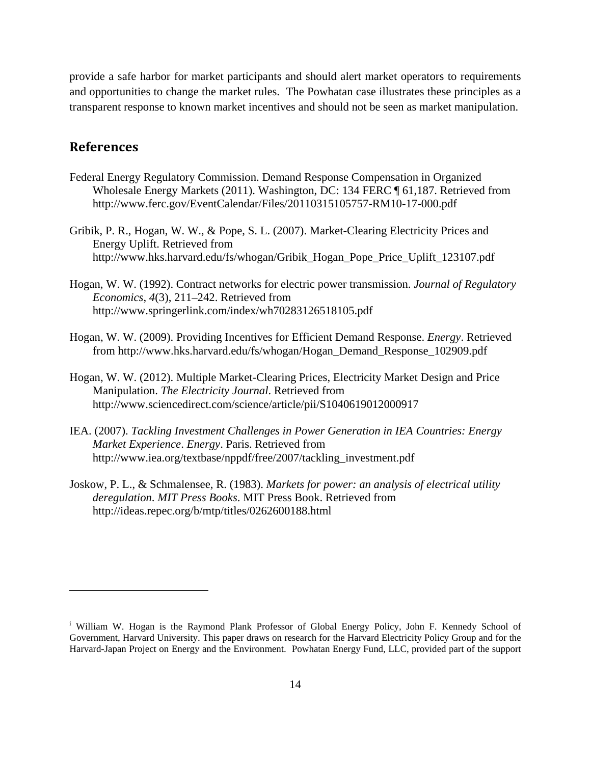provide a safe harbor for market participants and should alert market operators to requirements and opportunities to change the market rules. The Powhatan case illustrates these principles as a transparent response to known market incentives and should not be seen as market manipulation.

## References

Federal Energy Regulatory Commission. Demand Response Compensation in Organized Wholesale Energy Markets (2011). Washington, DC: 134 FERC ¶ 61,187. Retrieved from http://www.ferc.gov/EventCalendar/Files/20110315105757-RM10-17-000.pdf

Gribik, P. R., Hogan, W. W., & Pope, S. L. (2007). Market-Clearing Electricity Prices and Energy Uplift. Retrieved from http://www.hks.harvard.edu/fs/whogan/Gribik_Hogan_Pope_Price_Uplift_123107.pdf

Hogan, W. W. (1992). Contract networks for electric power transmission. *Journal of Regulatory Economics*, *4*(3), 211–242. Retrieved from http://www.springerlink.com/index/wh70283126518105.pdf

Hogan, W. W. (2009). Providing Incentives for Efficient Demand Response. *Energy*. Retrieved from http://www.hks.harvard.edu/fs/whogan/Hogan_Demand_Response_102909.pdf

Hogan, W. W. (2012). Multiple Market-Clearing Prices, Electricity Market Design and Price Manipulation. *The Electricity Journal*. Retrieved from http://www.sciencedirect.com/science/article/pii/S1040619012000917

IEA. (2007). *Tackling Investment Challenges in Power Generation in IEA Countries: Energy Market Experience*. *Energy*. Paris. Retrieved from http://www.iea.org/textbase/nppdf/free/2007/tackling_investment.pdf

Joskow, P. L., & Schmalensee, R. (1983). *Markets for power: an analysis of electrical utility deregulation*. *MIT Press Books*. MIT Press Book. Retrieved from http://ideas.repec.org/b/mtp/titles/0262600188.html

---

[i] William W. Hogan is the Raymond Plank Professor of Global Energy Policy, John F. Kennedy School of Government, Harvard University. This paper draws on research for the Harvard Electricity Policy Group and for the Harvard-Japan Project on Energy and the Environment. Powhatan Energy Fund, LLC, provided part of the support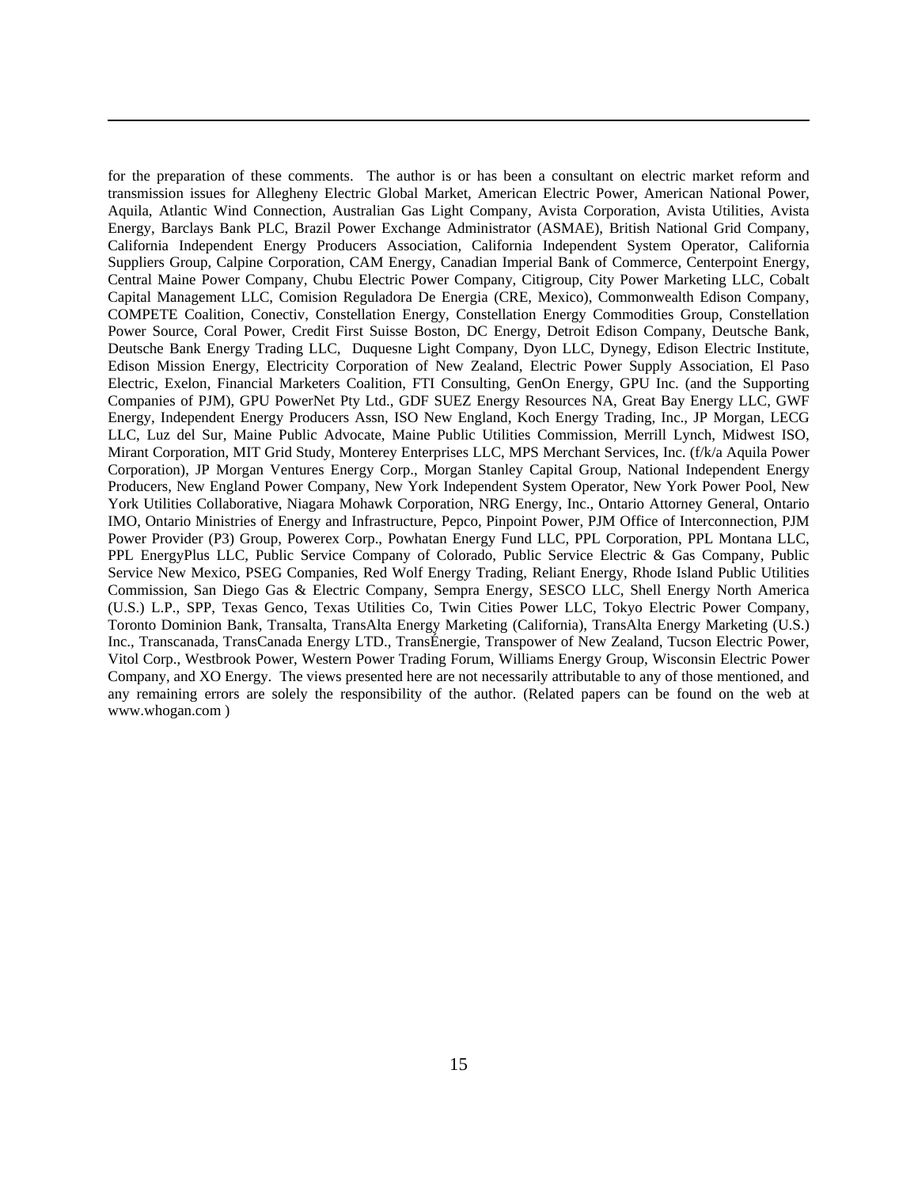for the preparation of these comments. The author is or has been a consultant on electric market reform and transmission issues for Allegheny Electric Global Market, American Electric Power, American National Power, Aquila, Atlantic Wind Connection, Australian Gas Light Company, Avista Corporation, Avista Utilities, Avista Energy, Barclays Bank PLC, Brazil Power Exchange Administrator (ASMAE), British National Grid Company, California Independent Energy Producers Association, California Independent System Operator, California Suppliers Group, Calpine Corporation, CAM Energy, Canadian Imperial Bank of Commerce, Centerpoint Energy, Central Maine Power Company, Chubu Electric Power Company, Citigroup, City Power Marketing LLC, Cobalt Capital Management LLC, Comision Reguladora De Energia (CRE, Mexico), Commonwealth Edison Company, COMPETE Coalition, Conectiv, Constellation Energy, Constellation Energy Commodities Group, Constellation Power Source, Coral Power, Credit First Suisse Boston, DC Energy, Detroit Edison Company, Deutsche Bank, Deutsche Bank Energy Trading LLC, Duquesne Light Company, Dyon LLC, Dynegy, Edison Electric Institute, Edison Mission Energy, Electricity Corporation of New Zealand, Electric Power Supply Association, El Paso Electric, Exelon, Financial Marketers Coalition, FTI Consulting, GenOn Energy, GPU Inc. (and the Supporting Companies of PJM), GPU PowerNet Pty Ltd., GDF SUEZ Energy Resources NA, Great Bay Energy LLC, GWF Energy, Independent Energy Producers Assn, ISO New England, Koch Energy Trading, Inc., JP Morgan, LECG LLC, Luz del Sur, Maine Public Advocate, Maine Public Utilities Commission, Merrill Lynch, Midwest ISO, Mirant Corporation, MIT Grid Study, Monterey Enterprises LLC, MPS Merchant Services, Inc. (f/k/a Aquila Power Corporation), JP Morgan Ventures Energy Corp., Morgan Stanley Capital Group, National Independent Energy Producers, New England Power Company, New York Independent System Operator, New York Power Pool, New York Utilities Collaborative, Niagara Mohawk Corporation, NRG Energy, Inc., Ontario Attorney General, Ontario IMO, Ontario Ministries of Energy and Infrastructure, Pepco, Pinpoint Power, PJM Office of Interconnection, PJM Power Provider (P3) Group, Powerex Corp., Powhatan Energy Fund LLC, PPL Corporation, PPL Montana LLC, PPL EnergyPlus LLC, Public Service Company of Colorado, Public Service Electric & Gas Company, Public Service New Mexico, PSEG Companies, Red Wolf Energy Trading, Reliant Energy, Rhode Island Public Utilities Commission, San Diego Gas & Electric Company, Sempra Energy, SESCO LLC, Shell Energy North America (U.S.) L.P., SPP, Texas Genco, Texas Utilities Co, Twin Cities Power LLC, Tokyo Electric Power Company, Toronto Dominion Bank, Transalta, TransAlta Energy Marketing (California), TransAlta Energy Marketing (U.S.) Inc., Transcanada, TransCanada Energy LTD., TransÉnergie, Transpower of New Zealand, Tucson Electric Power, Vitol Corp., Westbrook Power, Western Power Trading Forum, Williams Energy Group, Wisconsin Electric Power Company, and XO Energy. The views presented here are not necessarily attributable to any of those mentioned, and any remaining errors are solely the responsibility of the author. (Related papers can be found on the web at www.whogan.com )